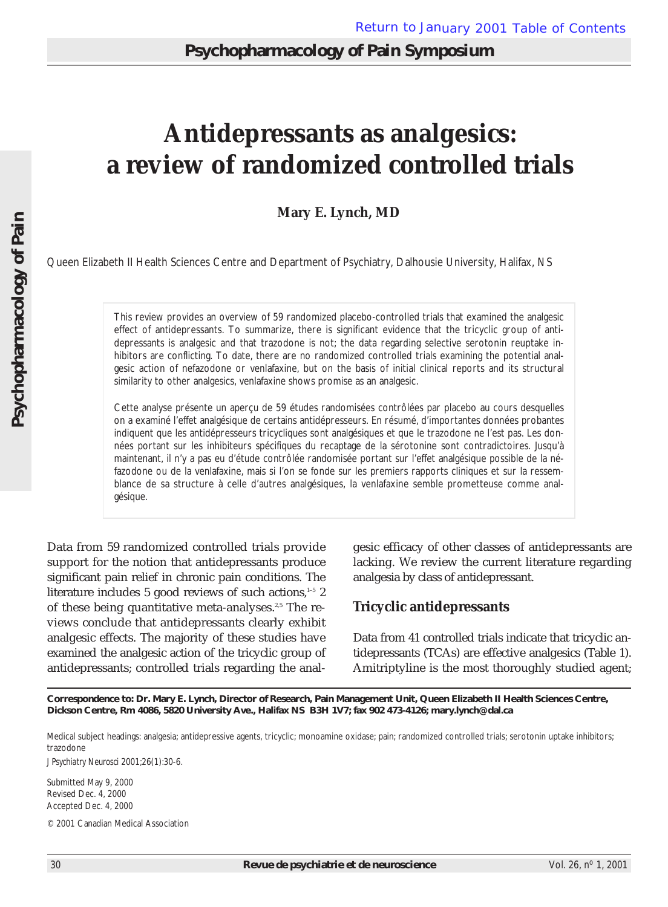# Antidepressants as analgesics: a review of randomized controlled trials

**Mary E. Lynch, MD**

Queen Elizabeth II Health Sciences Centre and Department of Psychiatry, Dalhousie University, Halifax, NS

This review provides an overview of 59 randomized placebo-controlled trials that examined the analgesic effect of antidepressants. To summarize, there is significant evidence that the tricyclic group of antidepressants is analgesic and that trazodone is not; the data regarding selective serotonin reuptake inhibitors are conflicting. To date, there are no randomized controlled trials examining the potential analgesic action of nefazodone or venlafaxine, but on the basis of initial clinical reports and its structural similarity to other analgesics, venlafaxine shows promise as an analgesic.

Cette analyse présente un aperçu de 59 études randomisées contrôlées par placebo au cours desquelles on a examiné l'effet analgésique de certains antidépresseurs. En résumé, d'importantes données probantes indiquent que les antidépresseurs tricycliques sont analgésiques et que le trazodone ne l'est pas. Les données portant sur les inhibiteurs spécifiques du recaptage de la sérotonine sont contradictoires. Jusqu'à maintenant, il n'y a pas eu d'étude contrôlée randomisée portant sur l'effet analgésique possible de la néfazodone ou de la venlafaxine, mais si l'on se fonde sur les premiers rapports cliniques et sur la ressemblance de sa structure à celle d'autres analgésiques, la venlafaxine semble prometteuse comme analgésique.

Data from 59 randomized controlled trials provide support for the notion that antidepressants produce significant pain relief in chronic pain conditions. The literature includes 5 good reviews of such actions,[1–5] 2 of these being quantitative meta-analyses.[2,5] The reviews conclude that antidepressants clearly exhibit analgesic effects. The majority of these studies have examined the analgesic action of the tricyclic group of antidepressants; controlled trials regarding the analgesic efficacy of other classes of antidepressants are lacking. We review the current literature regarding analgesia by class of antidepressant.

## Tricyclic antidepressants

Data from 41 controlled trials indicate that tricyclic antidepressants (TCAs) are effective analgesics (Table 1). Amitriptyline is the most thoroughly studied agent;

**Correspondence to: Dr. Mary E. Lynch, Director of Research, Pain Management Unit, Queen Elizabeth II Health Sciences Centre, Dickson Centre, Rm 4086, 5820 University Ave., Halifax NS B3H 1V7; fax 902 473-4126; mary.lynch@dal.ca**

Medical subject headings: analgesia; antidepressive agents, tricyclic; monoamine oxidase; pain; randomized controlled trials; serotonin uptake inhibitors; trazodone

*J Psychiatry Neurosci* 2001;26(1):30-6.

Submitted May 9, 2000
Revised Dec. 4, 2000
Accepted Dec. 4, 2000

© 2001 Canadian Medical Association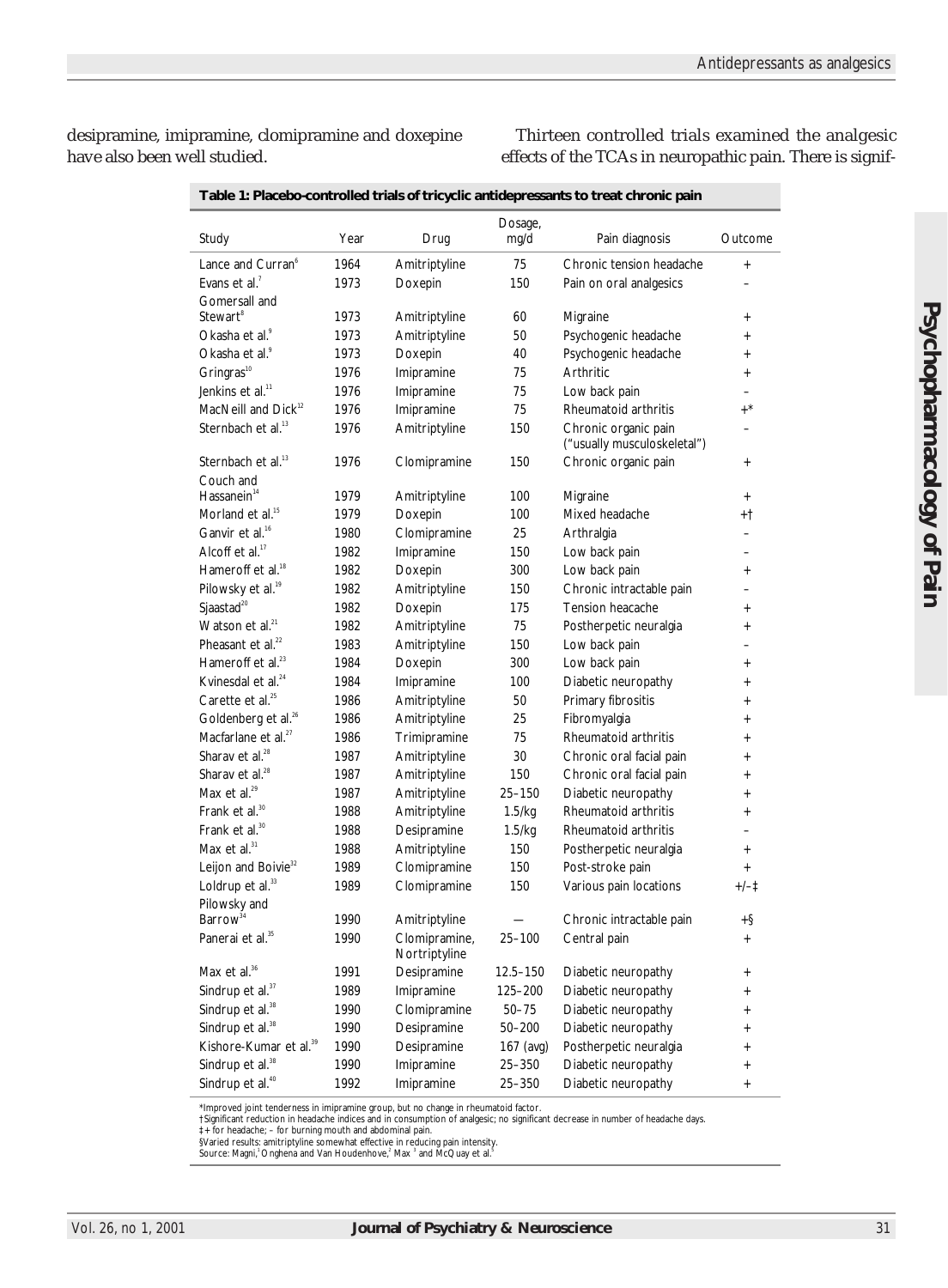desipramine, imipramine, clomipramine and doxepine have also been well studied.

Thirteen controlled trials examined the analgesic effects of the TCAs in neuropathic pain. There is signif-

**Table 1: Placebo-controlled trials of tricyclic antidepressants to treat chronic pain**

| Study | Year | Drug | Dosage, mg/d | Pain diagnosis | Outcome |
|---|---|---|---|---|---|
| Lance and Curran[6] | 1964 | Amitriptyline | 75 | Chronic tension headache | + |
| Evans et al.[7] | 1973 | Doxepin | 150 | Pain on oral analgesics | – |
| Gomersall and Stewart[8] | 1973 | Amitriptyline | 60 | Migraine | + |
| Okasha et al.[9] | 1973 | Amitriptyline | 50 | Psychogenic headache | + |
| Okasha et al.[9] | 1973 | Doxepin | 40 | Psychogenic headache | + |
| Gringras[10] | 1976 | Imipramine | 75 | Arthritic | + |
| Jenkins et al.[11] | 1976 | Imipramine | 75 | Low back pain | – |
| MacNeill and Dick[12] | 1976 | Imipramine | 75 | Rheumatoid arthritis | +* |
| Sternbach et al.[13] | 1976 | Amitriptyline | 150 | Chronic organic pain ("usually musculoskeletal") | – |
| Sternbach et al.[13] | 1976 | Clomipramine | 150 | Chronic organic pain | + |
| Couch and Hassanein[14] | 1979 | Amitriptyline | 100 | Migraine | + |
| Morland et al.[15] | 1979 | Doxepin | 100 | Mixed headache | +† |
| Ganvir et al.[16] | 1980 | Clomipramine | 25 | Arthralgia | – |
| Alcoff et al.[17] | 1982 | Imipramine | 150 | Low back pain | – |
| Hameroff et al.[18] | 1982 | Doxepin | 300 | Low back pain | + |
| Pilowsky et al.[19] | 1982 | Amitriptyline | 150 | Chronic intractable pain | – |
| Sjaastad[20] | 1982 | Doxepin | 175 | Tension heacache | + |
| Watson et al.[21] | 1982 | Amitriptyline | 75 | Postherpetic neuralgia | + |
| Pheasant et al.[22] | 1983 | Amitriptyline | 150 | Low back pain | – |
| Hameroff et al.[23] | 1984 | Doxepin | 300 | Low back pain | + |
| Kvinesdal et al.[24] | 1984 | Imipramine | 100 | Diabetic neuropathy | + |
| Carette et al.[25] | 1986 | Amitriptyline | 50 | Primary fibrositis | + |
| Goldenberg et al.[26] | 1986 | Amitriptyline | 25 | Fibromyalgia | + |
| Macfarlane et al.[27] | 1986 | Trimipramine | 75 | Rheumatoid arthritis | + |
| Sharav et al.[28] | 1987 | Amitriptyline | 30 | Chronic oral facial pain | + |
| Sharav et al.[28] | 1987 | Amitriptyline | 150 | Chronic oral facial pain | + |
| Max et al.[29] | 1987 | Amitriptyline | 25–150 | Diabetic neuropathy | + |
| Frank et al.[30] | 1988 | Amitriptyline | 1.5/kg | Rheumatoid arthritis | + |
| Frank et al.[30] | 1988 | Desipramine | 1.5/kg | Rheumatoid arthritis | – |
| Max et al.[31] | 1988 | Amitriptyline | 150 | Postherpetic neuralgia | + |
| Leijon and Boivie[32] | 1989 | Clomipramine | 150 | Post-stroke pain | + |
| Loldrup et al.[33] | 1989 | Clomipramine | 150 | Various pain locations | +/–‡ |
| Pilowsky and Barrow[34] | 1990 | Amitriptyline | — | Chronic intractable pain | +§ |
| Panerai et al.[35] | 1990 | Clomipramine, Nortriptyline | 25–100 | Central pain | + |
| Max et al.[36] | 1991 | Desipramine | 12.5–150 | Diabetic neuropathy | + |
| Sindrup et al.[37] | 1989 | Imipramine | 125–200 | Diabetic neuropathy | + |
| Sindrup et al.[38] | 1990 | Clomipramine | 50–75 | Diabetic neuropathy | + |
| Sindrup et al.[38] | 1990 | Desipramine | 50–200 | Diabetic neuropathy | + |
| Kishore-Kumar et al.[39] | 1990 | Desipramine | 167 (avg) | Postherpetic neuralgia | + |
| Sindrup et al.[38] | 1990 | Imipramine | 25–350 | Diabetic neuropathy | + |
| Sindrup et al.[40] | 1992 | Imipramine | 25–350 | Diabetic neuropathy | + |

*Improved joint tenderness in imipramine group, but no change in rheumatoid factor.
†Significant reduction in headache indices and in consumption of analgesic; no significant decrease in number of headache days.
‡+ for headache; – for burning mouth and abdominal pain.
§Varied results: amitriptyline somewhat effective in reducing pain intensity.
Source: Magni,[1] Onghena and Van Houdenhove,[2] Max[3] and McQuay et al.[4]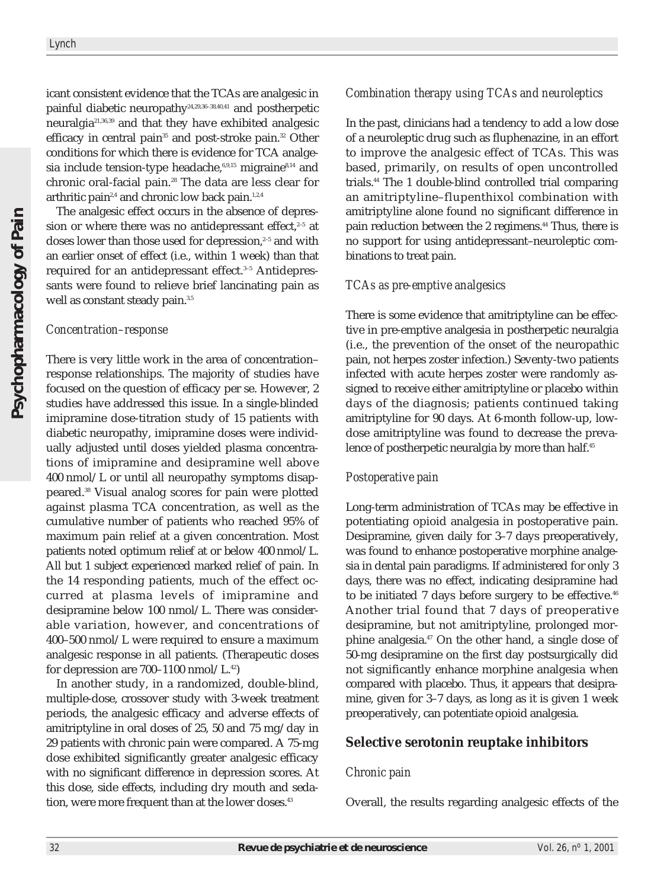icant consistent evidence that the TCAs are analgesic in painful diabetic neuropathy[24,29,36–38,40,41] and postherpetic neuralgia[21,36,39] and that they have exhibited analgesic efficacy in central pain[35] and post-stroke pain.[32] Other conditions for which there is evidence for TCA analgesia include tension-type headache,[6,9,15] migraine[8,14] and chronic oral-facial pain.[28] The data are less clear for arthritic pain[2,4] and chronic low back pain.[1,2,4]

The analgesic effect occurs in the absence of depression or where there was no antidepressant effect,[2–5] at doses lower than those used for depression,[2–5] and with an earlier onset of effect (i.e., within 1 week) than that required for an antidepressant effect.[3–5] Antidepressants were found to relieve brief lancinating pain as well as constant steady pain.[3,5]

### *Concentration–response*

There is very little work in the area of concentration–response relationships. The majority of studies have focused on the question of efficacy per se. However, 2 studies have addressed this issue. In a single-blinded imipramine dose-titration study of 15 patients with diabetic neuropathy, imipramine doses were individually adjusted until doses yielded plasma concentrations of imipramine and desipramine well above 400 nmol/L or until all neuropathy symptoms disappeared.[38] Visual analog scores for pain were plotted against plasma TCA concentration, as well as the cumulative number of patients who reached 95% of maximum pain relief at a given concentration. Most patients noted optimum relief at or below 400 nmol/L. All but 1 subject experienced marked relief of pain. In the 14 responding patients, much of the effect occurred at plasma levels of imipramine and desipramine below 100 nmol/L. There was considerable variation, however, and concentrations of 400–500 nmol/L were required to ensure a maximum analgesic response in all patients. (Therapeutic doses for depression are 700–1100 nmol/L.[42])

In another study, in a randomized, double-blind, multiple-dose, crossover study with 3-week treatment periods, the analgesic efficacy and adverse effects of amitriptyline in oral doses of 25, 50 and 75 mg/day in 29 patients with chronic pain were compared. A 75-mg dose exhibited significantly greater analgesic efficacy with no significant difference in depression scores. At this dose, side effects, including dry mouth and sedation, were more frequent than at the lower doses.[43]

### *Combination therapy using TCAs and neuroleptics*

In the past, clinicians had a tendency to add a low dose of a neuroleptic drug such as fluphenazine, in an effort to improve the analgesic effect of TCAs. This was based, primarily, on results of open uncontrolled trials.[44] The 1 double-blind controlled trial comparing an amitriptyline–flupenthixol combination with amitriptyline alone found no significant difference in pain reduction between the 2 regimens.[44] Thus, there is no support for using antidepressant–neuroleptic combinations to treat pain.

### *TCAs as pre-emptive analgesics*

There is some evidence that amitriptyline can be effective in pre-emptive analgesia in postherpetic neuralgia (i.e., the prevention of the onset of the neuropathic pain, not herpes zoster infection.) Seventy-two patients infected with acute herpes zoster were randomly assigned to receive either amitriptyline or placebo within days of the diagnosis; patients continued taking amitriptyline for 90 days. At 6-month follow-up, low-dose amitriptyline was found to decrease the prevalence of postherpetic neuralgia by more than half.[45]

### *Postoperative pain*

Long-term administration of TCAs may be effective in potentiating opioid analgesia in postoperative pain. Desipramine, given daily for 3–7 days preoperatively, was found to enhance postoperative morphine analgesia in dental pain paradigms. If administered for only 3 days, there was no effect, indicating desipramine had to be initiated 7 days before surgery to be effective.[46] Another trial found that 7 days of preoperative desipramine, but not amitriptyline, prolonged morphine analgesia.[47] On the other hand, a single dose of 50-mg desipramine on the first day postsurgically did not significantly enhance morphine analgesia when compared with placebo. Thus, it appears that desipramine, given for 3–7 days, as long as it is given 1 week preoperatively, can potentiate opioid analgesia.

## Selective serotonin reuptake inhibitors

### *Chronic pain*

Overall, the results regarding analgesic effects of the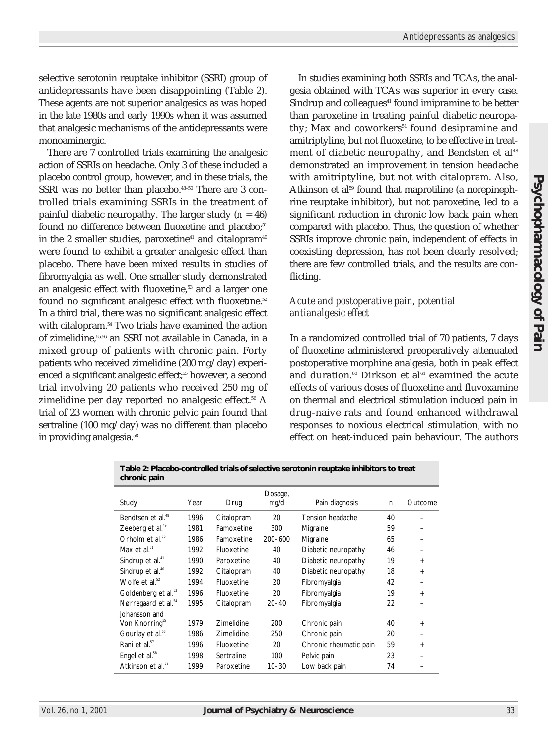selective serotonin reuptake inhibitor (SSRI) group of antidepressants have been disappointing (Table 2). These agents are not superior analgesics as was hoped in the late 1980s and early 1990s when it was assumed that analgesic mechanisms of the antidepressants were monoaminergic.

There are 7 controlled trials examining the analgesic action of SSRIs on headache. Only 3 of these included a placebo control group, however, and in these trials, the SSRI was no better than placebo.[48–50] There are 3 controlled trials examining SSRIs in the treatment of painful diabetic neuropathy. The larger study (*n* = 46) found no difference between fluoxetine and placebo;[51] in the 2 smaller studies, paroxetine[41] and citalopram[40] were found to exhibit a greater analgesic effect than placebo. There have been mixed results in studies of fibromyalgia as well. One smaller study demonstrated an analgesic effect with fluoxetine,[53] and a larger one found no significant analgesic effect with fluoxetine.[52] In a third trial, there was no significant analgesic effect with citalopram.[54] Two trials have examined the action of zimelidine,[55,56] an SSRI not available in Canada, in a mixed group of patients with chronic pain. Forty patients who received zimelidine (200 mg/day) experienced a significant analgesic effect;[55] however, a second trial involving 20 patients who received 250 mg of zimelidine per day reported no analgesic effect.[56] A trial of 23 women with chronic pelvic pain found that sertraline (100 mg/day) was no different than placebo in providing analgesia.[58]

In studies examining both SSRIs and TCAs, the analgesia obtained with TCAs was superior in every case. Sindrup and colleagues[41] found imipramine to be better than paroxetine in treating painful diabetic neuropathy; Max and coworkers[51] found desipramine and amitriptyline, but not fluoxetine, to be effective in treatment of diabetic neuropathy, and Bendsten et al[48] demonstrated an improvement in tension headache with amitriptyline, but not with citalopram. Also, Atkinson et al[59] found that maprotiline (a norepinephrine reuptake inhibitor), but not paroxetine, led to a significant reduction in chronic low back pain when compared with placebo. Thus, the question of whether SSRIs improve chronic pain, independent of effects in coexisting depression, has not been clearly resolved; there are few controlled trials, and the results are conflicting.

### *Acute and postoperative pain, potential antianalgesic effect*

In a randomized controlled trial of 70 patients, 7 days of fluoxetine administered preoperatively attenuated postoperative morphine analgesia, both in peak effect and duration.[60] Dirkson et al[61] examined the acute effects of various doses of fluoxetine and fluvoxamine on thermal and electrical stimulation induced pain in drug-naive rats and found enhanced withdrawal responses to noxious electrical stimulation, with no effect on heat-induced pain behaviour. The authors

**Table 2: Placebo-controlled trials of selective serotonin reuptake inhibitors to treat chronic pain**

| Study | Year | Drug | Dosage, mg/d | Pain diagnosis | n | Outcome |
|---|---|---|---|---|---|---|
| Bendtsen et al.[48] | 1996 | Citalopram | 20 | Tension headache | 40 | – |
| Zeeberg et al.[49] | 1981 | Famoxetine | 300 | Migraine | 59 | – |
| Orholm et al.[50] | 1986 | Famoxetine | 200–600 | Migraine | 65 | – |
| Max et al.[51] | 1992 | Fluoxetine | 40 | Diabetic neuropathy | 46 | – |
| Sindrup et al.[41] | 1990 | Paroxetine | 40 | Diabetic neuropathy | 19 | + |
| Sindrup et al.[40] | 1992 | Citalopram | 40 | Diabetic neuropathy | 18 | + |
| Wolfe et al.[52] | 1994 | Fluoxetine | 20 | Fibromyalgia | 42 | – |
| Goldenberg et al.[53] | 1996 | Fluoxetine | 20 | Fibromyalgia | 19 | + |
| Nørregaard et al.[54] | 1995 | Citalopram | 20–40 | Fibromyalgia | 22 | – |
| Johansson and Von Knorring[55] | 1979 | Zimelidine | 200 | Chronic pain | 40 | + |
| Gourlay et al.[56] | 1986 | Zimelidine | 250 | Chronic pain | 20 | – |
| Rani et al.[57] | 1996 | Fluoxetine | 20 | Chronic rheumatic pain | 59 | + |
| Engel et al.[58] | 1998 | Sertraline | 100 | Pelvic pain | 23 | – |
| Atkinson et al.[59] | 1999 | Paroxetine | 10–30 | Low back pain | 74 | – |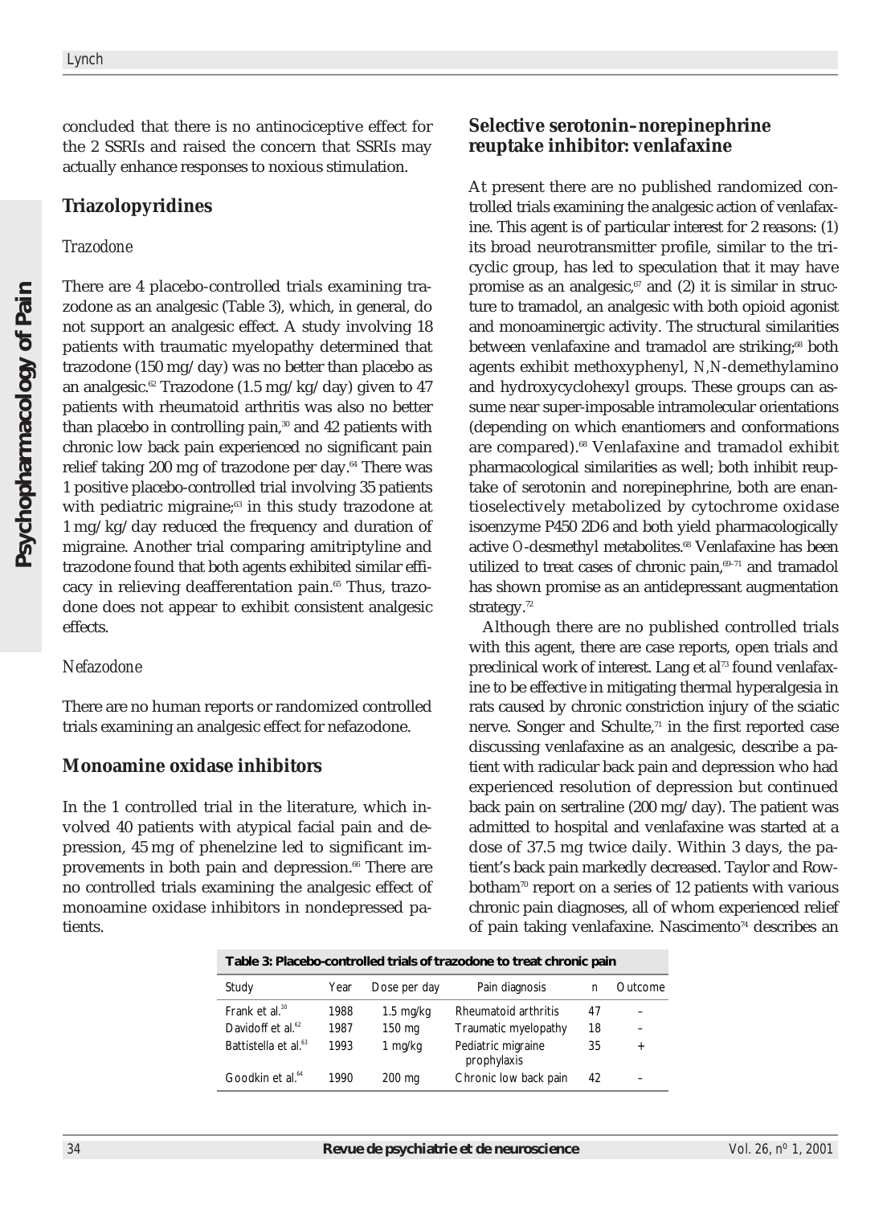concluded that there is no antinociceptive effect for the 2 SSRIs and raised the concern that SSRIs may actually enhance responses to noxious stimulation.

## Triazolopyridines

### *Trazodone*

There are 4 placebo-controlled trials examining trazodone as an analgesic (Table 3), which, in general, do not support an analgesic effect. A study involving 18 patients with traumatic myelopathy determined that trazodone (150 mg/day) was no better than placebo as an analgesic.[62] Trazodone (1.5 mg/kg/day) given to 47 patients with rheumatoid arthritis was also no better than placebo in controlling pain,[30] and 42 patients with chronic low back pain experienced no significant pain relief taking 200 mg of trazodone per day.[64] There was 1 positive placebo-controlled trial involving 35 patients with pediatric migraine;[63] in this study trazodone at 1 mg/kg/day reduced the frequency and duration of migraine. Another trial comparing amitriptyline and trazodone found that both agents exhibited similar efficacy in relieving deafferentation pain.[65] Thus, trazodone does not appear to exhibit consistent analgesic effects.

### *Nefazodone*

There are no human reports or randomized controlled trials examining an analgesic effect for nefazodone.

## Monoamine oxidase inhibitors

In the 1 controlled trial in the literature, which involved 40 patients with atypical facial pain and depression, 45 mg of phenelzine led to significant improvements in both pain and depression.[66] There are no controlled trials examining the analgesic effect of monoamine oxidase inhibitors in nondepressed patients.

## Selective serotonin–norepinephrine reuptake inhibitor: venlafaxine

At present there are no published randomized controlled trials examining the analgesic action of venlafaxine. This agent is of particular interest for 2 reasons: (1) its broad neurotransmitter profile, similar to the tricyclic group, has led to speculation that it may have promise as an analgesic,[67] and (2) it is similar in structure to tramadol, an analgesic with both opioid agonist and monoaminergic activity. The structural similarities between venlafaxine and tramadol are striking;[68] both agents exhibit methoxyphenyl, *N,N*-demethylamino and hydroxycyclohexyl groups. These groups can assume near super-imposable intramolecular orientations (depending on which enantiomers and conformations are compared).[68] Venlafaxine and tramadol exhibit pharmacological similarities as well; both inhibit reuptake of serotonin and norepinephrine, both are enantioselectively metabolized by cytochrome oxidase isoenzyme P450 2D6 and both yield pharmacologically active *O*-desmethyl metabolites.[68] Venlafaxine has been utilized to treat cases of chronic pain,[69–71] and tramadol has shown promise as an antidepressant augmentation strategy.[72]

Although there are no published controlled trials with this agent, there are case reports, open trials and preclinical work of interest. Lang et al[73] found venlafaxine to be effective in mitigating thermal hyperalgesia in rats caused by chronic constriction injury of the sciatic nerve. Songer and Schulte,[71] in the first reported case discussing venlafaxine as an analgesic, describe a patient with radicular back pain and depression who had experienced resolution of depression but continued back pain on sertraline (200 mg/day). The patient was admitted to hospital and venlafaxine was started at a dose of 37.5 mg twice daily. Within 3 days, the patient's back pain markedly decreased. Taylor and Rowbotham[70] report on a series of 12 patients with various chronic pain diagnoses, all of whom experienced relief of pain taking venlafaxine. Nascimento[74] describes an

**Table 3: Placebo-controlled trials of trazodone to treat chronic pain**

| Study | Year | Dose per day | Pain diagnosis | n | Outcome |
|---|---|---|---|---|---|
| Frank et al.[30] | 1988 | 1.5 mg/kg | Rheumatoid arthritis | 47 | – |
| Davidoff et al.[62] | 1987 | 150 mg | Traumatic myelopathy | 18 | – |
| Battistella et al.[63] | 1993 | 1 mg/kg | Pediatric migraine prophylaxis | 35 | + |
| Goodkin et al.[64] | 1990 | 200 mg | Chronic low back pain | 42 | – |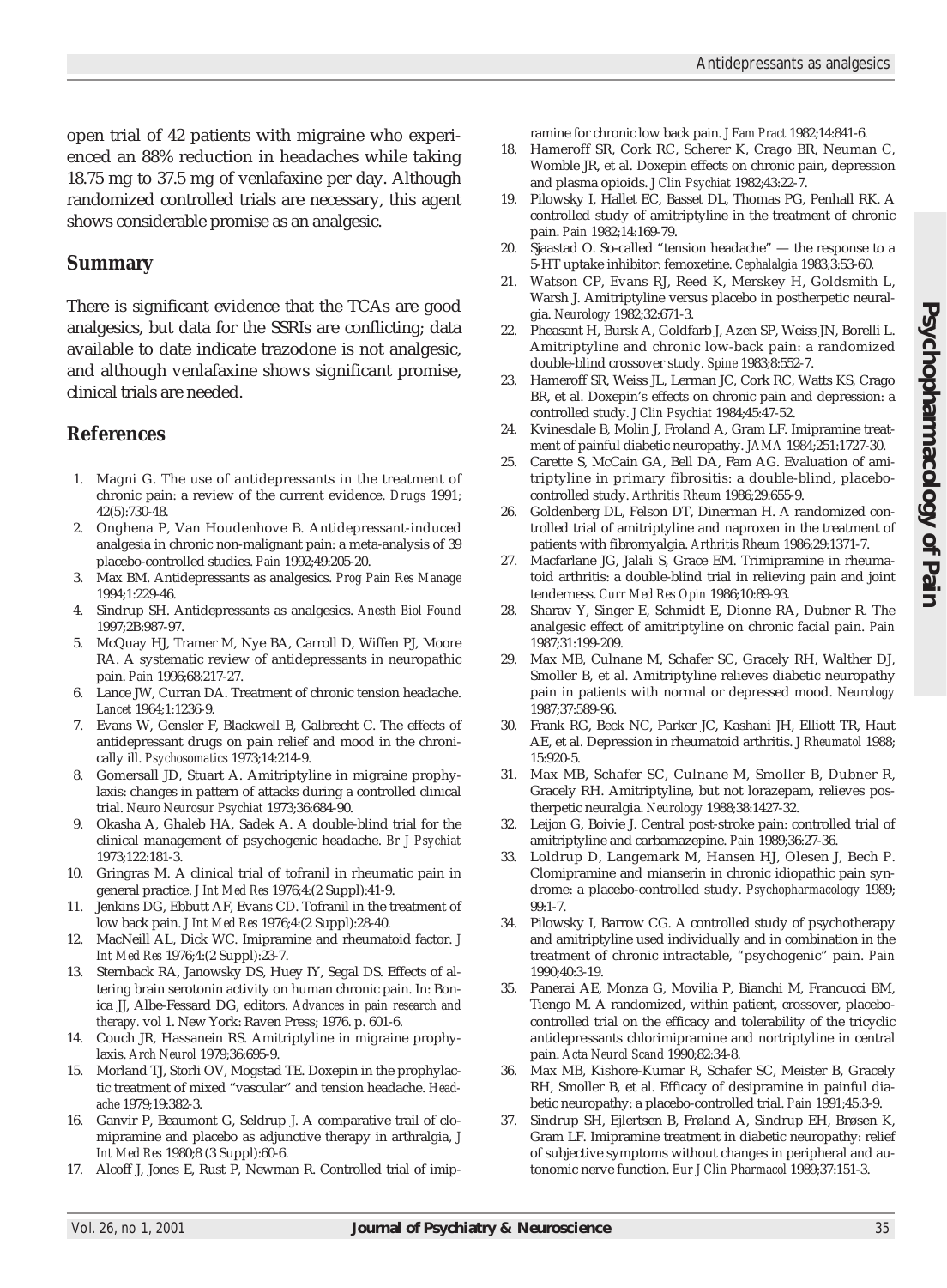open trial of 42 patients with migraine who experienced an 88% reduction in headaches while taking 18.75 mg to 37.5 mg of venlafaxine per day. Although randomized controlled trials are necessary, this agent shows considerable promise as an analgesic.

## Summary

There is significant evidence that the TCAs are good analgesics, but data for the SSRIs are conflicting; data available to date indicate trazodone is not analgesic, and although venlafaxine shows significant promise, clinical trials are needed.

## References

1. Magni G. The use of antidepressants in the treatment of chronic pain: a review of the current evidence. *Drugs* 1991; 42(5):730-48.
2. Onghena P, Van Houdenhove B. Antidepressant-induced analgesia in chronic non-malignant pain: a meta-analysis of 39 placebo-controlled studies. *Pain* 1992;49:205-20.
3. Max BM. Antidepressants as analgesics. *Prog Pain Res Manage* 1994;1:229-46.
4. Sindrup SH. Antidepressants as analgesics. *Anesth Biol Found* 1997;2B:987-97.
5. McQuay HJ, Tramer M, Nye BA, Carroll D, Wiffen PJ, Moore RA. A systematic review of antidepressants in neuropathic pain. *Pain* 1996;68:217-27.
6. Lance JW, Curran DA. Treatment of chronic tension headache. *Lancet* 1964;1:1236-9.
7. Evans W, Gensler F, Blackwell B, Galbrecht C. The effects of antidepressant drugs on pain relief and mood in the chronically ill. *Psychosomatics* 1973;14:214-9.
8. Gomersall JD, Stuart A. Amitriptyline in migraine prophylaxis: changes in pattern of attacks during a controlled clinical trial. *Neuro Neurosur Psychiat* 1973;36:684-90.
9. Okasha A, Ghaleb HA, Sadek A. A double-blind trial for the clinical management of psychogenic headache. *Br J Psychiat* 1973;122:181-3.
10. Gringras M. A clinical trial of tofranil in rheumatic pain in general practice. *J Int Med Res* 1976;4:(2 Suppl):41-9.
11. Jenkins DG, Ebbutt AF, Evans CD. Tofranil in the treatment of low back pain. *J Int Med Res* 1976;4:(2 Suppl):28-40.
12. MacNeill AL, Dick WC. Imipramine and rheumatoid factor. *J Int Med Res* 1976;4:(2 Suppl):23-7.
13. Sternback RA, Janowsky DS, Huey IY, Segal DS. Effects of altering brain serotonin activity on human chronic pain. In: Bonica JJ, Albe-Fessard DG, editors. *Advances in pain research and therapy*. vol 1. New York: Raven Press; 1976. p. 601-6.
14. Couch JR, Hassanein RS. Amitriptyline in migraine prophylaxis. *Arch Neurol* 1979;36:695-9.
15. Morland TJ, Storli OV, Mogstad TE. Doxepin in the prophylactic treatment of mixed "vascular" and tension headache. *Headache* 1979;19:382-3.
16. Ganvir P, Beaumont G, Seldrup J. A comparative trail of clomipramine and placebo as adjunctive therapy in arthralgia, *J Int Med Res* 1980;8 (3 Suppl):60-6.
17. Alcoff J, Jones E, Rust P, Newman R. Controlled trial of imipramine for chronic low back pain. *J Fam Pract* 1982;14:841-6.
18. Hameroff SR, Cork RC, Scherer K, Crago BR, Neuman C, Womble JR, et al. Doxepin effects on chronic pain, depression and plasma opioids. *J Clin Psychiat* 1982;43:22-7.
19. Pilowsky I, Hallet EC, Basset DL, Thomas PG, Penhall RK. A controlled study of amitriptyline in the treatment of chronic pain. *Pain* 1982;14:169-79.
20. Sjaastad O. So-called "tension headache" — the response to a 5-HT uptake inhibitor: femoxetine. *Cephalalgia* 1983;3:53-60.
21. Watson CP, Evans RJ, Reed K, Merskey H, Goldsmith L, Warsh J. Amitriptyline versus placebo in postherpetic neuralgia. *Neurology* 1982;32:671-3.
22. Pheasant H, Bursk A, Goldfarb J, Azen SP, Weiss JN, Borelli L. Amitriptyline and chronic low-back pain: a randomized double-blind crossover study. *Spine* 1983;8:552-7.
23. Hameroff SR, Weiss JL, Lerman JC, Cork RC, Watts KS, Crago BR, et al. Doxepin's effects on chronic pain and depression: a controlled study. *J Clin Psychiat* 1984;45:47-52.
24. Kvinesdale B, Molin J, Froland A, Gram LF. Imipramine treatment of painful diabetic neuropathy. *JAMA* 1984;251:1727-30.
25. Carette S, McCain GA, Bell DA, Fam AG. Evaluation of amitriptyline in primary fibrositis: a double-blind, placebo-controlled study. *Arthritis Rheum* 1986;29:655-9.
26. Goldenberg DL, Felson DT, Dinerman H. A randomized controlled trial of amitriptyline and naproxen in the treatment of patients with fibromyalgia. *Arthritis Rheum* 1986;29:1371-7.
27. Macfarlane JG, Jalali S, Grace EM. Trimipramine in rheumatoid arthritis: a double-blind trial in relieving pain and joint tenderness. *Curr Med Res Opin* 1986;10:89-93.
28. Sharav Y, Singer E, Schmidt E, Dionne RA, Dubner R. The analgesic effect of amitriptyline on chronic facial pain. *Pain* 1987;31:199-209.
29. Max MB, Culnane M, Schafer SC, Gracely RH, Walther DJ, Smoller B, et al. Amitriptyline relieves diabetic neuropathy pain in patients with normal or depressed mood. *Neurology* 1987;37:589-96.
30. Frank RG, Beck NC, Parker JC, Kashani JH, Elliott TR, Haut AE, et al. Depression in rheumatoid arthritis. *J Rheumatol* 1988; 15:920-5.
31. Max MB, Schafer SC, Culnane M, Smoller B, Dubner R, Gracely RH. Amitriptyline, but not lorazepam, relieves postherpetic neuralgia. *Neurology* 1988;38:1427-32.
32. Leijon G, Boivie J. Central post-stroke pain: controlled trial of amitriptyline and carbamazepine. *Pain* 1989;36:27-36.
33. Loldrup D, Langemark M, Hansen HJ, Olesen J, Bech P. Clomipramine and mianserin in chronic idiopathic pain syndrome: a placebo-controlled study. *Psychopharmacology* 1989; 99:1-7.
34. Pilowsky I, Barrow CG. A controlled study of psychotherapy and amitriptyline used individually and in combination in the treatment of chronic intractable, "psychogenic" pain. *Pain* 1990;40:3-19.
35. Panerai AE, Monza G, Movilia P, Bianchi M, Francucci BM, Tiengo M. A randomized, within patient, crossover, placebo-controlled trial on the efficacy and tolerability of the tricyclic antidepressants chlorimipramine and nortriptyline in central pain. *Acta Neurol Scand* 1990;82:34-8.
36. Max MB, Kishore-Kumar R, Schafer SC, Meister B, Gracely RH, Smoller B, et al. Efficacy of desipramine in painful diabetic neuropathy: a placebo-controlled trial. *Pain* 1991;45:3-9.
37. Sindrup SH, Ejlertsen B, Frøland A, Sindrup EH, Brøsen K, Gram LF. Imipramine treatment in diabetic neuropathy: relief of subjective symptoms without changes in peripheral and autonomic nerve function. *Eur J Clin Pharmacol* 1989;37:151-3.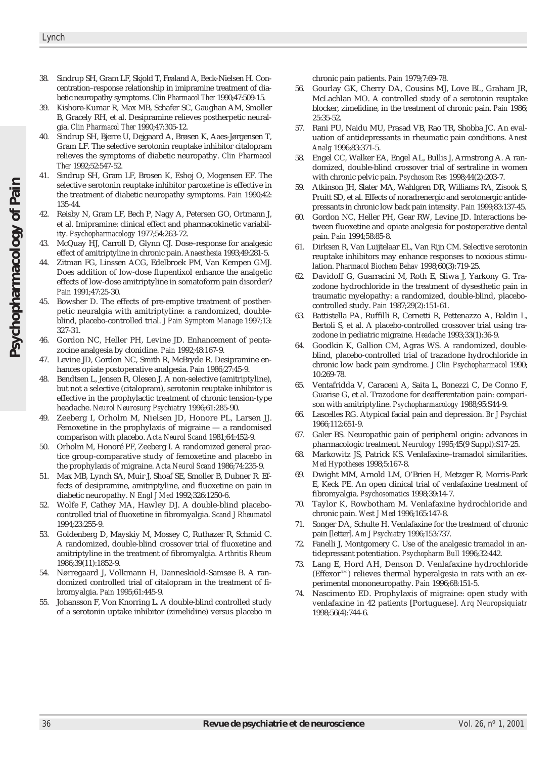38. Sindrup SH, Gram LF, Skjold T, Frøland A, Beck-Nielsen H. Concentration–response relationship in imipramine treatment of diabetic neuropathy symptoms. *Clin Pharmacol Ther* 1990;47:509-15.
39. Kishore-Kumar R, Max MB, Schafer SC, Gaughan AM, Smoller B, Gracely RH, et al. Desipramine relieves postherpetic neuralgia. *Clin Pharmacol Ther* 1990;47:305-12.
40. Sindrup SH, Bjerre U, Dejgaard A, Brøsen K, Aaes-Jørgensen T, Gram LF. The selective serotonin reuptake inhibitor citalopram relieves the symptoms of diabetic neuropathy. *Clin Pharmacol Ther* 1992;52:547-52.
41. Sindrup SH, Gram LF, Brosen K, Eshoj O, Mogensen EF. The selective serotonin reuptake inhibitor paroxetine is effective in the treatment of diabetic neuropathy symptoms. *Pain* 1990;42:135-44.
42. Reisby N, Gram LF, Bech P, Nagy A, Petersen GO, Ortmann J, et al. Imipramine: clinical effect and pharmacokinetic variability. *Psychopharmacology* 1977;54:263-72.
43. McQuay HJ, Carroll D, Glynn CJ. Dose–response for analgesic effect of amitriptyline in chronic pain. *Anaesthesia* 1993;49:281-5.
44. Zitman FG, Linssen ACG, Edelbroek PM, Van Kempen GMJ. Does addition of low-dose flupentixol enhance the analgetic effects of low-dose amitriptyline in somatoform pain disorder? *Pain* 1991;47:25-30.
45. Bowsher D. The effects of pre-emptive treatment of postherpetic neuralgia with amitriptyline: a randomized, double-blind, placebo-controlled trial. *J Pain Symptom Manage* 1997;13:327-31.
46. Gordon NC, Heller PH, Levine JD. Enhancement of pentazocine analgesia by clonidine. *Pain* 1992;48:167-9.
47. Levine JD, Gordon NC, Smith R, McBryde R. Desipramine enhances opiate postoperative analgesia. *Pain* 1986;27:45-9.
48. Bendtsen L, Jensen R, Olesen J. A non-selective (amitriptyline), but not a selective (citalopram), serotonin reuptake inhibitor is effective in the prophylactic treatment of chronic tension-type headache. *Neurol Neurosurg Psychiatry* 1996;61:285-90.
49. Zeeberg I, Orholm M, Nielsen JD, Honore PL, Larsen JJ. Femoxetine in the prophylaxis of migraine — a randomised comparison with placebo. *Acta Neurol Scand* 1981;64:452-9.
50. Orholm M, Honoré PF, Zeeberg I. A randomized general practice group-comparative study of femoxetine and placebo in the prophylaxis of migraine. *Acta Neurol Scand* 1986;74:235-9.
51. Max MB, Lynch SA, Muir J, Shoaf SE, Smoller B, Dubner R. Effects of desipramine, amitriptyline, and fluoxetine on pain in diabetic neuropathy. *N Engl J Med* 1992;326:1250-6.
52. Wolfe F, Cathey MA, Hawley DJ. A double-blind placebo-controlled trial of fluoxetine in fibromyalgia. *Scand J Rheumatol* 1994;23:255-9.
53. Goldenberg D, Mayskiy M, Mossey C, Ruthazer R, Schmid C. A randomized, double-blind crossover trial of fluoxetine and amitriptyline in the treatment of fibromyalgia. *Arthritis Rheum* 1986;39(11):1852-9.
54. Nørregaard J, Volkmann H, Danneskiold-Samsøe B. A randomized controlled trial of citalopram in the treatment of fibromyalgia. *Pain* 1995;61:445-9.
55. Johansson F, Von Knorring L. A double-blind controlled study of a serotonin uptake inhibitor (zimelidine) versus placebo in chronic pain patients. *Pain* 1979;7:69-78.
56. Gourlay GK, Cherry DA, Cousins MJ, Love BL, Graham JR, McLachlan MO. A controlled study of a serotonin reuptake blocker, zimelidine, in the treatment of chronic pain. *Pain* 1986;25:35-52.
57. Rani PU, Naidu MU, Prasad VB, Rao TR, Shobba JC. An evaluation of antidepressants in rheumatic pain conditions. *Anest Analg* 1996;83:371-5.
58. Engel CC, Walker EA, Engel AL, Bullis J, Armstrong A. A randomized, double-blind crossover trial of sertraline in women with chronic pelvic pain. *Psychosom Res* 1998;44(2):203-7.
59. Atkinson JH, Slater MA, Wahlgren DR, Williams RA, Zisook S, Pruitt SD, et al. Effects of noradrenergic and serotonergic antidepressants in chronic low back pain intensity. *Pain* 1999;83:137-45.
60. Gordon NC, Heller PH, Gear RW, Levine JD. Interactions between fluoxetine and opiate analgesia for postoperative dental pain. *Pain* 1994;58:85-8.
61. Dirksen R, Van Luijtelaar EL, Van Rijn CM. Selective serotonin reuptake inhibitors may enhance responses to noxious stimulation. *Pharmacol Biochem Behav* 1998;60(3):719-25.
62. Davidoff G, Guarracini M, Roth E, Sliwa J, Yarkony G. Trazodone hydrochloride in the treatment of dysesthetic pain in traumatic myelopathy: a randomized, double-blind, placebo-controlled study. *Pain* 1987;29(2):151-61.
63. Battistella PA, Ruffilli R, Cernetti R, Pettenazzo A, Baldin L, Bertoli S, et al. A placebo-controlled crossover trial using trazodone in pediatric migraine. *Headache* 1993;33(1):36-9.
64. Goodkin K, Gallion CM, Agras WS. A randomized, double-blind, placebo-controlled trial of trazadone hydrochloride in chronic low back pain syndrome. *J Clin Psychopharmacol* 1990;10:269-78.
65. Ventafridda V, Caraceni A, Saita L, Bonezzi C, De Conno F, Guarise G, et al. Trazodone for deafferentation pain: comparison with amitriptyline. *Psychopharmacology* 1988;95:S44-9.
66. Lascelles RG. Atypical facial pain and depression. *Br J Psychiat* 1966;112:651-9.
67. Galer BS. Neuropathic pain of peripheral origin: advances in pharmacologic treatment. *Neurology* 1995;45(9 Suppl):S17-25.
68. Markowitz JS, Patrick KS. Venlafaxine–tramadol similarities. *Med Hypotheses* 1998;5:167-8.
69. Dwight MM, Arnold LM, O'Brien H, Metzger R, Morris-Park E, Keck PE. An open clinical trial of venlafaxine treatment of fibromyalgia. *Psychosomatics* 1998;39:14-7.
70. Taylor K, Rowbotham M. Venlafaxine hydrochloride and chronic pain. *West J Med* 1996;165:147-8.
71. Songer DA, Schulte H. Venlafaxine for the treatment of chronic pain [letter]. *Am J Psychiatry* 1996;153:737.
72. Fanelli J, Montgomery C. Use of the analgesic tramadol in antidepressant potentiation. *Psychopharm Bull* 1996;32:442.
73. Lang E, Hord AH, Denson D. Venlafaxine hydrochloride (Effexor™) relieves thermal hyperalgesia in rats with an experimental mononeuropathy. *Pain* 1996;68:151-5.
74. Nascimento ED. Prophylaxis of migraine: open study with venlafaxine in 42 patients [Portuguese]. *Arq Neuropsiquiatr* 1998;56(4):744-6.